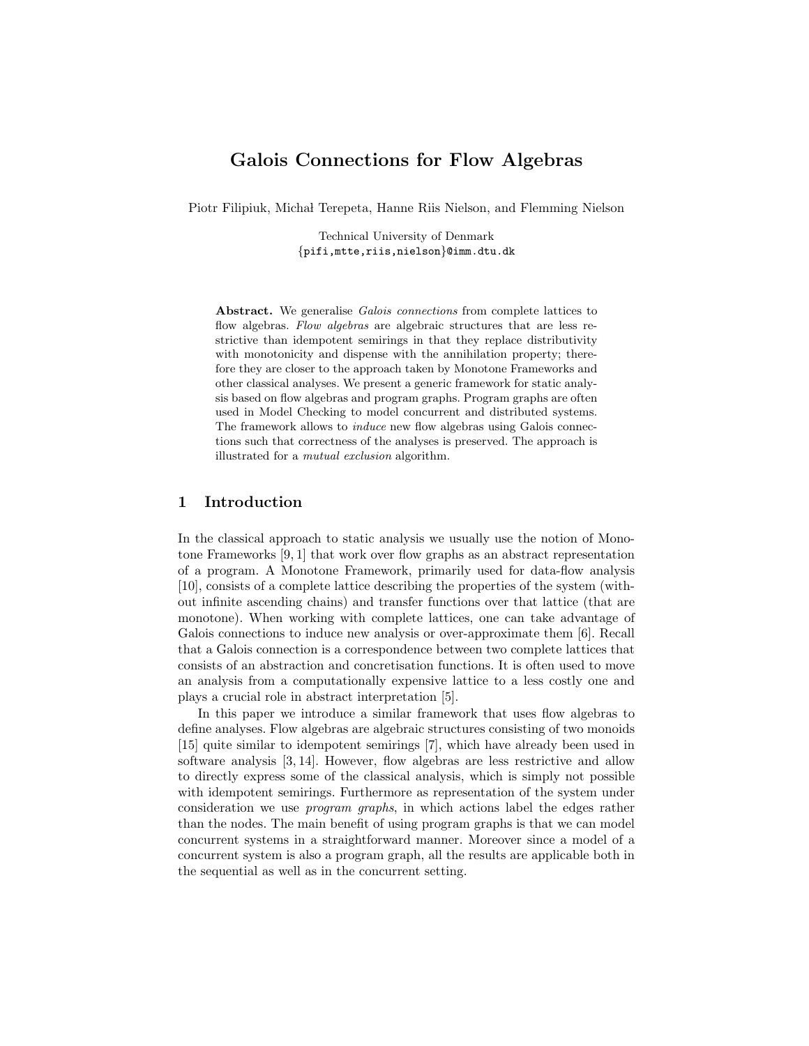# Galois Connections for Flow Algebras

Piotr Filipiuk, Michał Terepeta, Hanne Riis Nielson, and Flemming Nielson

Technical University of Denmark
{pifi,mtte,riis,nielson}@imm.dtu.dk

**Abstract.** We generalise *Galois connections* from complete lattices to flow algebras. *Flow algebras* are algebraic structures that are less restrictive than idempotent semirings in that they replace distributivity with monotonicity and dispense with the annihilation property; therefore they are closer to the approach taken by Monotone Frameworks and other classical analyses. We present a generic framework for static analysis based on flow algebras and program graphs. Program graphs are often used in Model Checking to model concurrent and distributed systems. The framework allows to *induce* new flow algebras using Galois connections such that correctness of the analyses is preserved. The approach is illustrated for a *mutual exclusion* algorithm.

## 1 Introduction

In the classical approach to static analysis we usually use the notion of Monotone Frameworks [9, 1] that work over flow graphs as an abstract representation of a program. A Monotone Framework, primarily used for data-flow analysis [10], consists of a complete lattice describing the properties of the system (without infinite ascending chains) and transfer functions over that lattice (that are monotone). When working with complete lattices, one can take advantage of Galois connections to induce new analysis or over-approximate them [6]. Recall that a Galois connection is a correspondence between two complete lattices that consists of an abstraction and concretisation functions. It is often used to move an analysis from a computationally expensive lattice to a less costly one and plays a crucial role in abstract interpretation [5].

In this paper we introduce a similar framework that uses flow algebras to define analyses. Flow algebras are algebraic structures consisting of two monoids [15] quite similar to idempotent semirings [7], which have already been used in software analysis [3, 14]. However, flow algebras are less restrictive and allow to directly express some of the classical analysis, which is simply not possible with idempotent semirings. Furthermore as representation of the system under consideration we use *program graphs*, in which actions label the edges rather than the nodes. The main benefit of using program graphs is that we can model concurrent systems in a straightforward manner. Moreover since a model of a concurrent system is also a program graph, all the results are applicable both in the sequential as well as in the concurrent setting.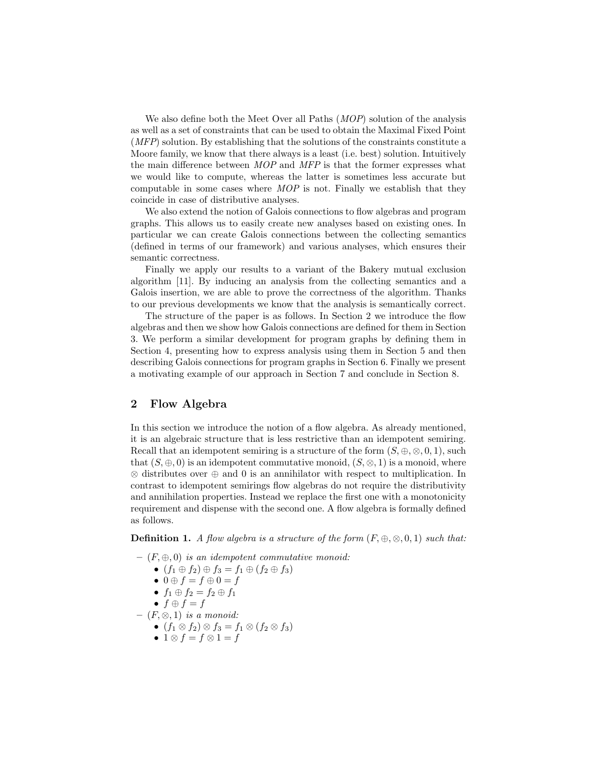We also define both the Meet Over all Paths (*MOP*) solution of the analysis as well as a set of constraints that can be used to obtain the Maximal Fixed Point (*MFP*) solution. By establishing that the solutions of the constraints constitute a Moore family, we know that there always is a least (i.e. best) solution. Intuitively the main difference between *MOP* and *MFP* is that the former expresses what we would like to compute, whereas the latter is sometimes less accurate but computable in some cases where *MOP* is not. Finally we establish that they coincide in case of distributive analyses.

We also extend the notion of Galois connections to flow algebras and program graphs. This allows us to easily create new analyses based on existing ones. In particular we can create Galois connections between the collecting semantics (defined in terms of our framework) and various analyses, which ensures their semantic correctness.

Finally we apply our results to a variant of the Bakery mutual exclusion algorithm [11]. By inducing an analysis from the collecting semantics and a Galois insertion, we are able to prove the correctness of the algorithm. Thanks to our previous developments we know that the analysis is semantically correct.

The structure of the paper is as follows. In Section 2 we introduce the flow algebras and then we show how Galois connections are defined for them in Section 3. We perform a similar development for program graphs by defining them in Section 4, presenting how to express analysis using them in Section 5 and then describing Galois connections for program graphs in Section 6. Finally we present a motivating example of our approach in Section 7 and conclude in Section 8.

## 2 Flow Algebra

In this section we introduce the notion of a flow algebra. As already mentioned, it is an algebraic structure that is less restrictive than an idempotent semiring. Recall that an idempotent semiring is a structure of the form $(S, \oplus, \otimes, 0, 1)$, such that $(S, \oplus, 0)$ is an idempotent commutative monoid, $(S, \otimes, 1)$ is a monoid, where $\otimes$ distributes over $\oplus$ and $0$ is an annihilator with respect to multiplication. In contrast to idempotent semirings flow algebras do not require the distributivity and annihilation properties. Instead we replace the first one with a monotonicity requirement and dispense with the second one. A flow algebra is formally defined as follows.

**Definition 1.** *A flow algebra is a structure of the form $(F, \oplus, \otimes, 0, 1)$ such that:*

- $(F, \oplus, 0)$ *is an idempotent commutative monoid:*
  - $(f_1 \oplus f_2) \oplus f_3 = f_1 \oplus (f_2 \oplus f_3)$
  - $0 \oplus f = f \oplus 0 = f$
  - $f_1 \oplus f_2 = f_2 \oplus f_1$
  - $f \oplus f = f$
- $(F, \otimes, 1)$ *is a monoid:*
  - $(f_1 \otimes f_2) \otimes f_3 = f_1 \otimes (f_2 \otimes f_3)$
  - $1 \otimes f = f \otimes 1 = f$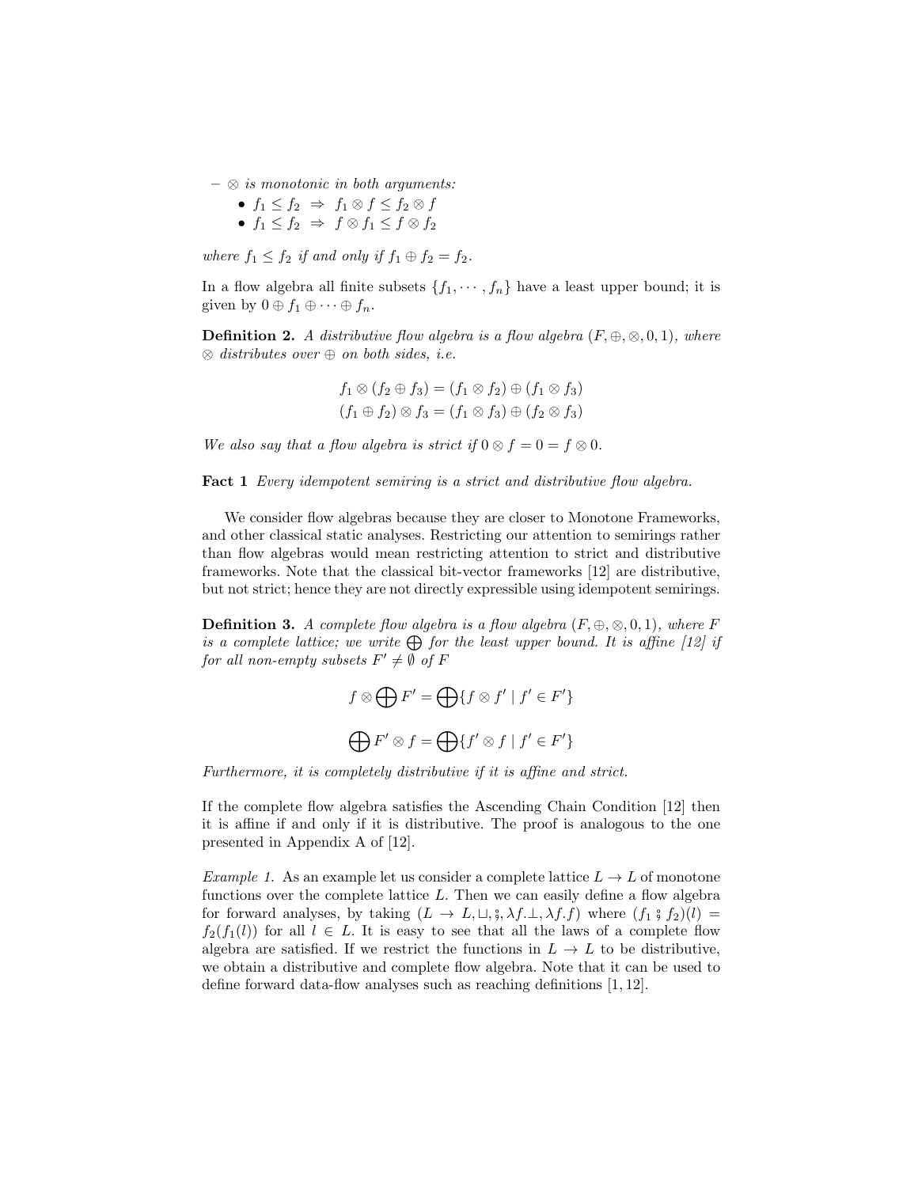- $\otimes$ *is monotonic in both arguments:*
  - $f_1 \leq f_2 \;\Rightarrow\; f_1 \otimes f \leq f_2 \otimes f$
  - $f_1 \leq f_2 \;\Rightarrow\; f \otimes f_1 \leq f \otimes f_2$

*where* $f_1 \leq f_2$ *if and only if* $f_1 \oplus f_2 = f_2$.

In a flow algebra all finite subsets $\{f_1, \cdots, f_n\}$ have a least upper bound; it is given by $0 \oplus f_1 \oplus \cdots \oplus f_n$.

**Definition 2.** *A distributive flow algebra is a flow algebra* $(F, \oplus, \otimes, 0, 1)$*, where* $\otimes$ *distributes over* $\oplus$ *on both sides, i.e.*

$$f_1 \otimes (f_2 \oplus f_3) = (f_1 \otimes f_2) \oplus (f_1 \otimes f_3)$$
$$(f_1 \oplus f_2) \otimes f_3 = (f_1 \otimes f_3) \oplus (f_2 \otimes f_3)$$

*We also say that a flow algebra is strict if* $0 \otimes f = 0 = f \otimes 0$.

**Fact 1** *Every idempotent semiring is a strict and distributive flow algebra.*

We consider flow algebras because they are closer to Monotone Frameworks, and other classical static analyses. Restricting our attention to semirings rather than flow algebras would mean restricting attention to strict and distributive frameworks. Note that the classical bit-vector frameworks [12] are distributive, but not strict; hence they are not directly expressible using idempotent semirings.

**Definition 3.** *A complete flow algebra is a flow algebra* $(F, \oplus, \otimes, 0, 1)$*, where* $F$ *is a complete lattice; we write* $\bigoplus$ *for the least upper bound. It is affine [12] if for all non-empty subsets* $F' \neq \emptyset$ *of* $F$

$$f \otimes \bigoplus F' = \bigoplus \{f \otimes f' \mid f' \in F'\}$$

$$\bigoplus F' \otimes f = \bigoplus \{f' \otimes f \mid f' \in F'\}$$

*Furthermore, it is completely distributive if it is affine and strict.*

If the complete flow algebra satisfies the Ascending Chain Condition [12] then it is affine if and only if it is distributive. The proof is analogous to the one presented in Appendix A of [12].

*Example 1.* As an example let us consider a complete lattice $L \to L$ of monotone functions over the complete lattice $L$. Then we can easily define a flow algebra for forward analyses, by taking $(L \to L, \sqcup, ⨾, \lambda f.\bot, \lambda f.f)$ where $(f_1 ⨾ f_2)(l) = f_2(f_1(l))$ for all $l \in L$. It is easy to see that all the laws of a complete flow algebra are satisfied. If we restrict the functions in $L \to L$ to be distributive, we obtain a distributive and complete flow algebra. Note that it can be used to define forward data-flow analyses such as reaching definitions [1, 12].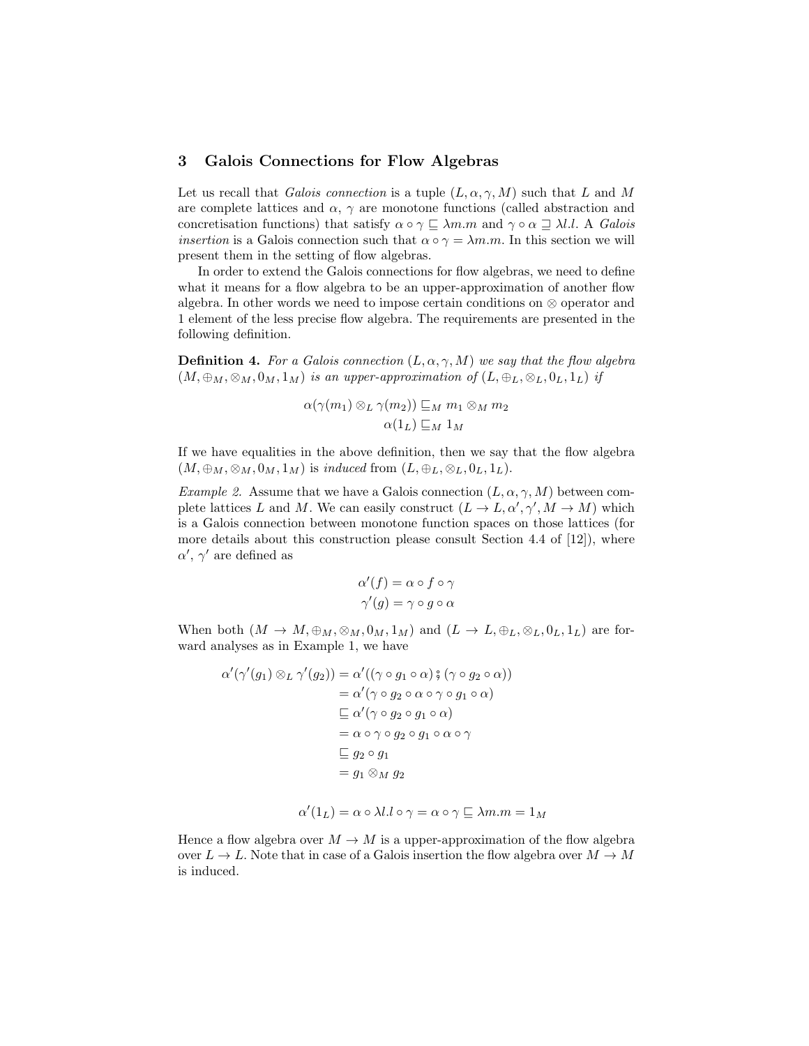## 3 Galois Connections for Flow Algebras

Let us recall that *Galois connection* is a tuple $(L, \alpha, \gamma, M)$ such that $L$ and $M$ are complete lattices and $\alpha$, $\gamma$ are monotone functions (called abstraction and concretisation functions) that satisfy $\alpha \circ \gamma \sqsubseteq \lambda m.m$ and $\gamma \circ \alpha \sqsupseteq \lambda l.l$. A *Galois insertion* is a Galois connection such that $\alpha \circ \gamma = \lambda m.m$. In this section we will present them in the setting of flow algebras.

In order to extend the Galois connections for flow algebras, we need to define what it means for a flow algebra to be an upper-approximation of another flow algebra. In other words we need to impose certain conditions on $\otimes$ operator and 1 element of the less precise flow algebra. The requirements are presented in the following definition.

**Definition 4.** *For a Galois connection $(L, \alpha, \gamma, M)$ we say that the flow algebra $(M, \oplus_M, \otimes_M, 0_M, 1_M)$ is an upper-approximation of $(L, \oplus_L, \otimes_L, 0_L, 1_L)$ if*

$$\alpha(\gamma(m_1) \otimes_L \gamma(m_2)) \sqsubseteq_M m_1 \otimes_M m_2$$
$$\alpha(1_L) \sqsubseteq_M 1_M$$

If we have equalities in the above definition, then we say that the flow algebra $(M, \oplus_M, \otimes_M, 0_M, 1_M)$ is *induced* from $(L, \oplus_L, \otimes_L, 0_L, 1_L)$.

*Example 2.* Assume that we have a Galois connection $(L, \alpha, \gamma, M)$ between complete lattices $L$ and $M$. We can easily construct $(L \to L, \alpha', \gamma', M \to M)$ which is a Galois connection between monotone function spaces on those lattices (for more details about this construction please consult Section 4.4 of [12]), where $\alpha'$, $\gamma'$ are defined as

$$\alpha'(f) = \alpha \circ f \circ \gamma$$
$$\gamma'(g) = \gamma \circ g \circ \alpha$$

When both $(M \to M, \oplus_M, \otimes_M, 0_M, 1_M)$ and $(L \to L, \oplus_L, \otimes_L, 0_L, 1_L)$ are forward analyses as in Example 1, we have

$$\begin{aligned}
\alpha'(\gamma'(g_1) \otimes_L \gamma'(g_2)) &= \alpha'((\gamma \circ g_1 \circ \alpha) \,;\, (\gamma \circ g_2 \circ \alpha)) \\
&= \alpha'(\gamma \circ g_2 \circ \alpha \circ \gamma \circ g_1 \circ \alpha) \\
&\sqsubseteq \alpha'(\gamma \circ g_2 \circ g_1 \circ \alpha) \\
&= \alpha \circ \gamma \circ g_2 \circ g_1 \circ \alpha \circ \gamma \\
&\sqsubseteq g_2 \circ g_1 \\
&= g_1 \otimes_M g_2
\end{aligned}$$

$$\alpha'(1_L) = \alpha \circ \lambda l.l \circ \gamma = \alpha \circ \gamma \sqsubseteq \lambda m.m = 1_M$$

Hence a flow algebra over $M \to M$ is a upper-approximation of the flow algebra over $L \to L$. Note that in case of a Galois insertion the flow algebra over $M \to M$ is induced.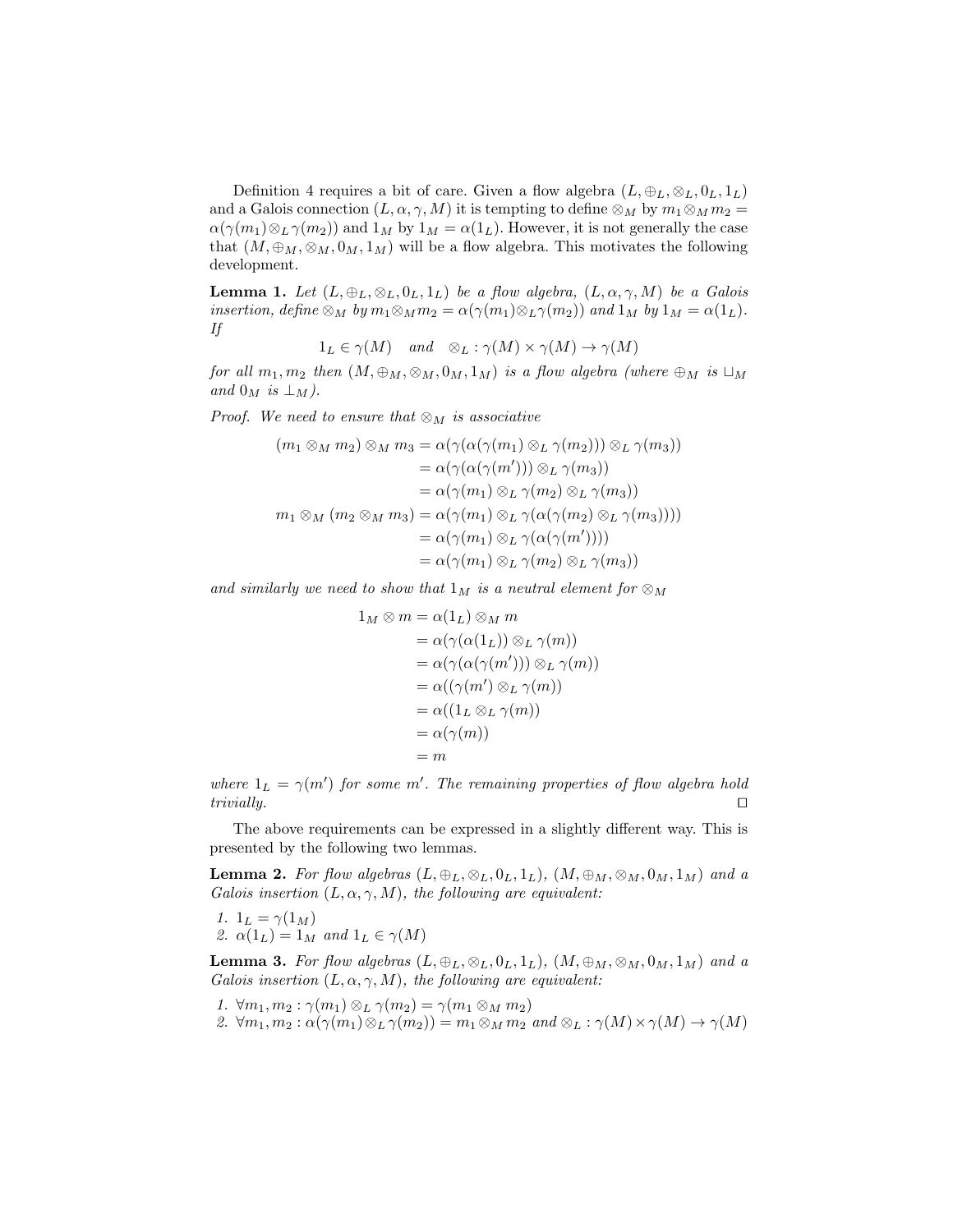Definition 4 requires a bit of care. Given a flow algebra $(L, \oplus_L, \otimes_L, 0_L, 1_L)$ and a Galois connection $(L, \alpha, \gamma, M)$ it is tempting to define $\otimes_M$ by $m_1 \otimes_M m_2 = \alpha(\gamma(m_1) \otimes_L \gamma(m_2))$ and $1_M$ by $1_M = \alpha(1_L)$. However, it is not generally the case that $(M, \oplus_M, \otimes_M, 0_M, 1_M)$ will be a flow algebra. This motivates the following development.

**Lemma 1.** *Let $(L, \oplus_L, \otimes_L, 0_L, 1_L)$ be a flow algebra, $(L, \alpha, \gamma, M)$ be a Galois insertion, define $\otimes_M$ by $m_1 \otimes_M m_2 = \alpha(\gamma(m_1) \otimes_L \gamma(m_2))$ and $1_M$ by $1_M = \alpha(1_L)$. If*

$$1_L \in \gamma(M) \quad \text{and} \quad \otimes_L : \gamma(M) \times \gamma(M) \to \gamma(M)$$

*for all $m_1, m_2$ then $(M, \oplus_M, \otimes_M, 0_M, 1_M)$ is a flow algebra (where $\oplus_M$ is $\sqcup_M$ and $0_M$ is $\bot_M$).*

*Proof.* We need to ensure that $\otimes_M$ is associative

$$\begin{aligned}
(m_1 \otimes_M m_2) \otimes_M m_3 &= \alpha(\gamma(\alpha(\gamma(m_1) \otimes_L \gamma(m_2))) \otimes_L \gamma(m_3)) \\
&= \alpha(\gamma(\alpha(\gamma(m'))) \otimes_L \gamma(m_3)) \\
&= \alpha(\gamma(m_1) \otimes_L \gamma(m_2) \otimes_L \gamma(m_3)) \\
m_1 \otimes_M (m_2 \otimes_M m_3) &= \alpha(\gamma(m_1) \otimes_L \gamma(\alpha(\gamma(m_2) \otimes_L \gamma(m_3)))) \\
&= \alpha(\gamma(m_1) \otimes_L \gamma(\alpha(\gamma(m')))) \\
&= \alpha(\gamma(m_1) \otimes_L \gamma(m_2) \otimes_L \gamma(m_3))
\end{aligned}$$

and similarly we need to show that $1_M$ is a neutral element for $\otimes_M$

$$\begin{aligned}
1_M \otimes m &= \alpha(1_L) \otimes_M m \\
&= \alpha(\gamma(\alpha(1_L)) \otimes_L \gamma(m)) \\
&= \alpha(\gamma(\alpha(\gamma(m'))) \otimes_L \gamma(m)) \\
&= \alpha((\gamma(m') \otimes_L \gamma(m)) \\
&= \alpha((1_L \otimes_L \gamma(m)) \\
&= \alpha(\gamma(m)) \\
&= m
\end{aligned}$$

where $1_L = \gamma(m')$ for some $m'$. The remaining properties of flow algebra hold trivially. ◻

The above requirements can be expressed in a slightly different way. This is presented by the following two lemmas.

**Lemma 2.** *For flow algebras $(L, \oplus_L, \otimes_L, 0_L, 1_L)$, $(M, \oplus_M, \otimes_M, 0_M, 1_M)$ and a Galois insertion $(L, \alpha, \gamma, M)$, the following are equivalent:*

1. $1_L = \gamma(1_M)$
2. $\alpha(1_L) = 1_M$ *and* $1_L \in \gamma(M)$

**Lemma 3.** *For flow algebras $(L, \oplus_L, \otimes_L, 0_L, 1_L)$, $(M, \oplus_M, \otimes_M, 0_M, 1_M)$ and a Galois insertion $(L, \alpha, \gamma, M)$, the following are equivalent:*

1. $\forall m_1, m_2 : \gamma(m_1) \otimes_L \gamma(m_2) = \gamma(m_1 \otimes_M m_2)$
2. $\forall m_1, m_2 : \alpha(\gamma(m_1) \otimes_L \gamma(m_2)) = m_1 \otimes_M m_2$ *and* $\otimes_L : \gamma(M) \times \gamma(M) \to \gamma(M)$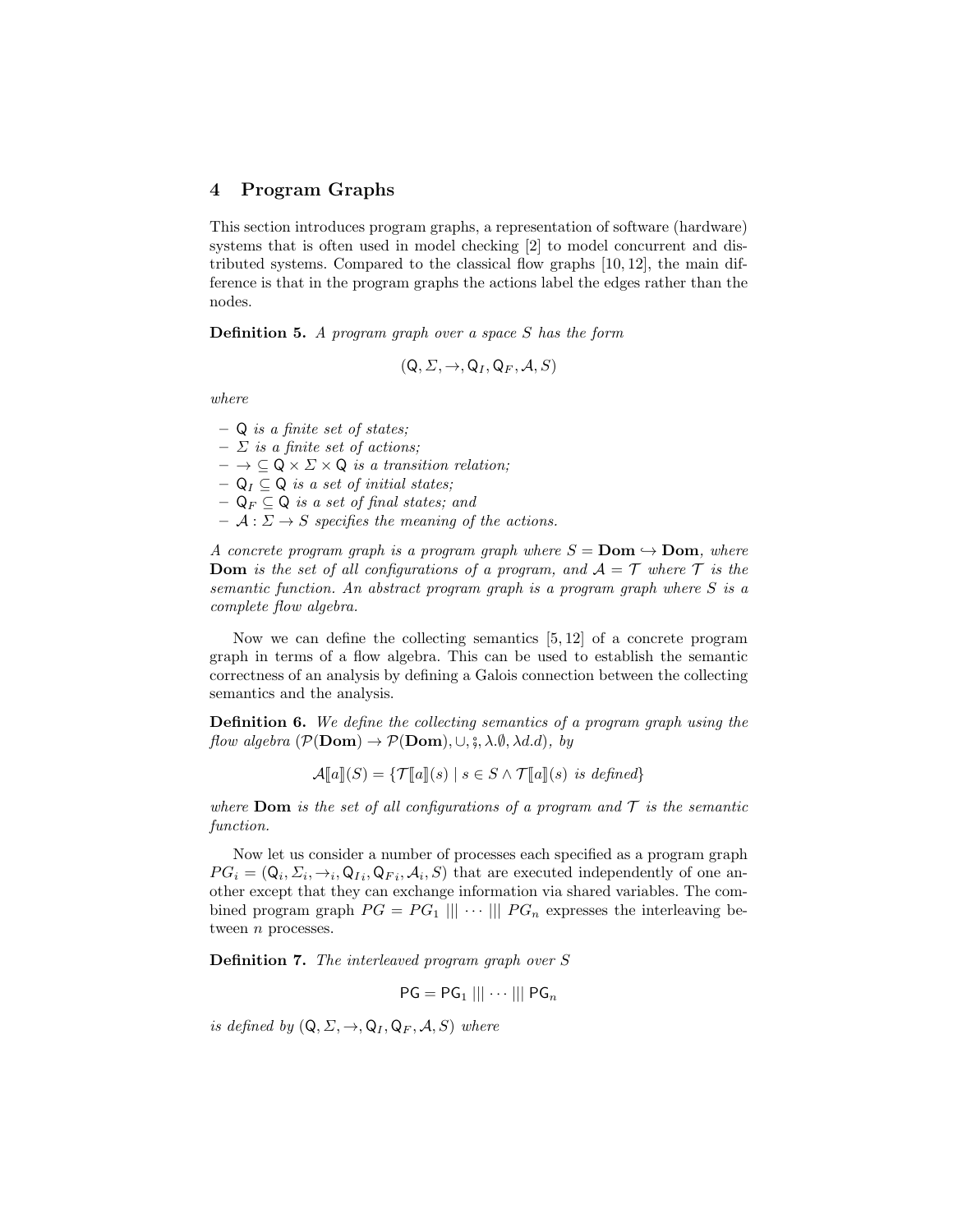## 4 Program Graphs

This section introduces program graphs, a representation of software (hardware) systems that is often used in model checking [2] to model concurrent and distributed systems. Compared to the classical flow graphs [10, 12], the main difference is that in the program graphs the actions label the edges rather than the nodes.

**Definition 5.** *A program graph over a space $S$ has the form*

$$(\mathsf{Q}, \Sigma, \rightarrow, \mathsf{Q}_I, \mathsf{Q}_F, \mathcal{A}, S)$$

*where*

- $\mathsf{Q}$ *is a finite set of states;*
- $\Sigma$ *is a finite set of actions;*
- $\rightarrow \subseteq \mathsf{Q} \times \Sigma \times \mathsf{Q}$ *is a transition relation;*
- $\mathsf{Q}_I \subseteq \mathsf{Q}$ *is a set of initial states;*
- $\mathsf{Q}_F \subseteq \mathsf{Q}$ *is a set of final states; and*
- $\mathcal{A} : \Sigma \rightarrow S$ *specifies the meaning of the actions.*

*A concrete program graph is a program graph where $S = \mathbf{Dom} \hookrightarrow \mathbf{Dom}$, where $\mathbf{Dom}$ is the set of all configurations of a program, and $\mathcal{A} = \mathcal{T}$ where $\mathcal{T}$ is the semantic function. An abstract program graph is a program graph where $S$ is a complete flow algebra.*

Now we can define the collecting semantics [5, 12] of a concrete program graph in terms of a flow algebra. This can be used to establish the semantic correctness of an analysis by defining a Galois connection between the collecting semantics and the analysis.

**Definition 6.** *We define the collecting semantics of a program graph using the flow algebra $(\mathcal{P}(\mathbf{Dom}) \rightarrow \mathcal{P}(\mathbf{Dom}), \cup, ;, \lambda.\emptyset, \lambda d.d)$, by*

$$\mathcal{A}[\![a]\!](S) = \{\mathcal{T}[\![a]\!](s) \mid s \in S \wedge \mathcal{T}[\![a]\!](s) \text{ is defined}\}$$

*where $\mathbf{Dom}$ is the set of all configurations of a program and $\mathcal{T}$ is the semantic function.*

Now let us consider a number of processes each specified as a program graph $PG_i = (\mathsf{Q}_i, \Sigma_i, \rightarrow_i, \mathsf{Q}_{I\,i}, \mathsf{Q}_{F\,i}, \mathcal{A}_i, S)$ that are executed independently of one another except that they can exchange information via shared variables. The combined program graph $PG = PG_1 \mid\mid\mid \cdots \mid\mid\mid PG_n$ expresses the interleaving between $n$ processes.

**Definition 7.** *The interleaved program graph over $S$*

$$\mathsf{PG} = \mathsf{PG}_1 \mid\mid\mid \cdots \mid\mid\mid \mathsf{PG}_n$$

*is defined by $(\mathsf{Q}, \Sigma, \rightarrow, \mathsf{Q}_I, \mathsf{Q}_F, \mathcal{A}, S)$ where*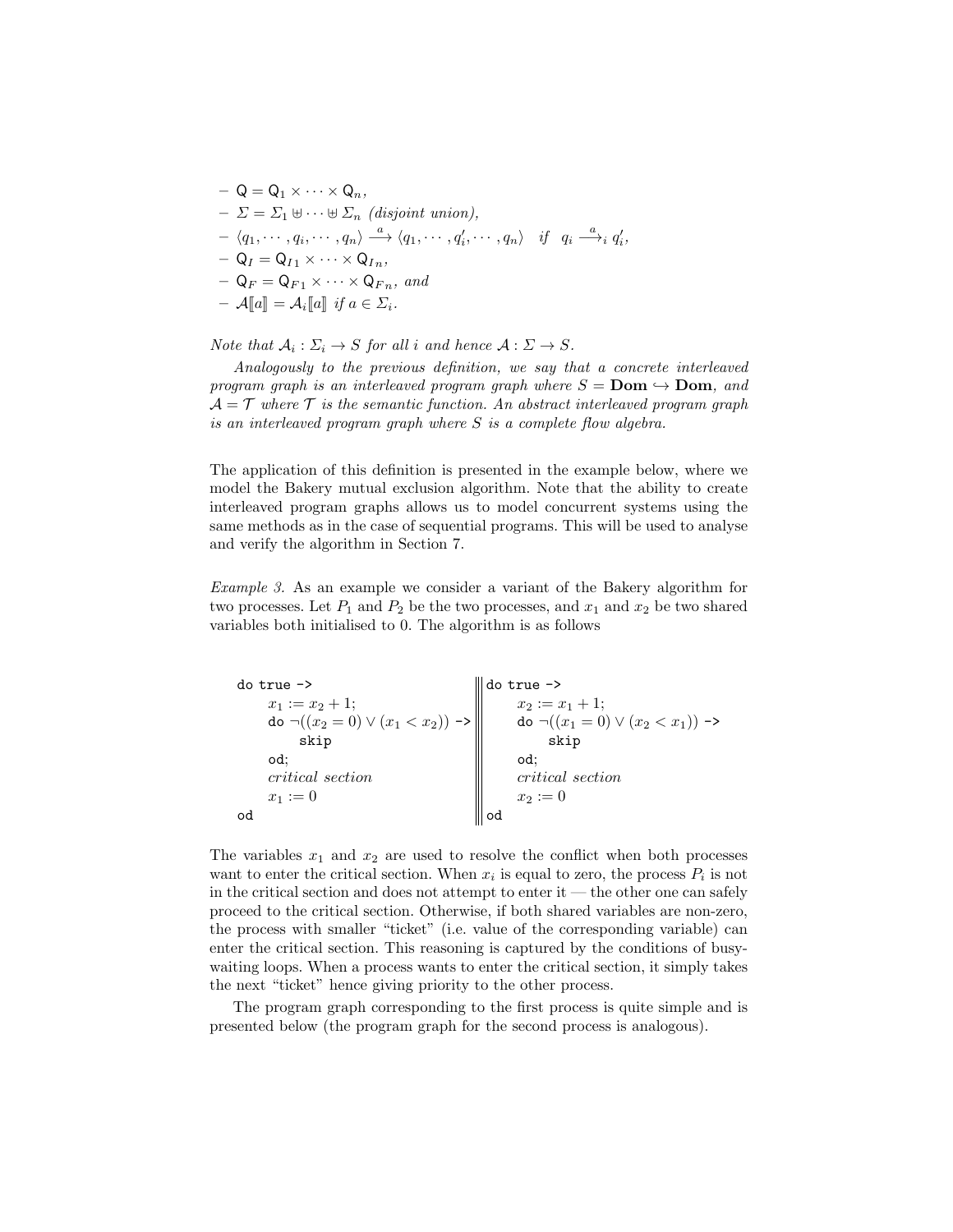- $\mathsf{Q} = \mathsf{Q}_1 \times \cdots \times \mathsf{Q}_n$,
- $\Sigma = \Sigma_1 \uplus \cdots \uplus \Sigma_n$ *(disjoint union)*,
- $\langle q_1, \cdots, q_i, \cdots, q_n \rangle \xrightarrow{a} \langle q_1, \cdots, q'_i, \cdots, q_n \rangle$ *if* $q_i \xrightarrow{a}_i q'_i$,
- $\mathsf{Q}_I = \mathsf{Q}_{I1} \times \cdots \times \mathsf{Q}_{In}$,
- $\mathsf{Q}_F = \mathsf{Q}_{F1} \times \cdots \times \mathsf{Q}_{Fn}$, *and*
- $\mathcal{A}[\![a]\!] = \mathcal{A}_i[\![a]\!]$ *if* $a \in \Sigma_i$.

*Note that* $\mathcal{A}_i : \Sigma_i \to S$ *for all* $i$ *and hence* $\mathcal{A} : \Sigma \to S$.

*Analogously to the previous definition, we say that a concrete interleaved program graph is an interleaved program graph where* $S = \mathbf{Dom} \hookrightarrow \mathbf{Dom}$, *and* $\mathcal{A} = \mathcal{T}$ *where* $\mathcal{T}$ *is the semantic function. An abstract interleaved program graph is an interleaved program graph where* $S$ *is a complete flow algebra.*

The application of this definition is presented in the example below, where we model the Bakery mutual exclusion algorithm. Note that the ability to create interleaved program graphs allows us to model concurrent systems using the same methods as in the case of sequential programs. This will be used to analyse and verify the algorithm in Section 7.

*Example 3.* As an example we consider a variant of the Bakery algorithm for two processes. Let $P_1$ and $P_2$ be the two processes, and $x_1$ and $x_2$ be two shared variables both initialised to 0. The algorithm is as follows

```
do true ->                                  ||| do true ->
    x1 := x2 + 1;                           |||     x2 := x1 + 1;
    do ¬((x2 = 0) ∨ (x1 < x2)) ->           |||     do ¬((x1 = 0) ∨ (x2 < x1)) ->
        skip                                |||         skip
    od;                                     |||     od;
    critical section                        |||     critical section
    x1 := 0                                 |||     x2 := 0
od                                          ||| od
```

The variables $x_1$ and $x_2$ are used to resolve the conflict when both processes want to enter the critical section. When $x_i$ is equal to zero, the process $P_i$ is not in the critical section and does not attempt to enter it — the other one can safely proceed to the critical section. Otherwise, if both shared variables are non-zero, the process with smaller "ticket" (i.e. value of the corresponding variable) can enter the critical section. This reasoning is captured by the conditions of busy-waiting loops. When a process wants to enter the critical section, it simply takes the next "ticket" hence giving priority to the other process.

The program graph corresponding to the first process is quite simple and is presented below (the program graph for the second process is analogous).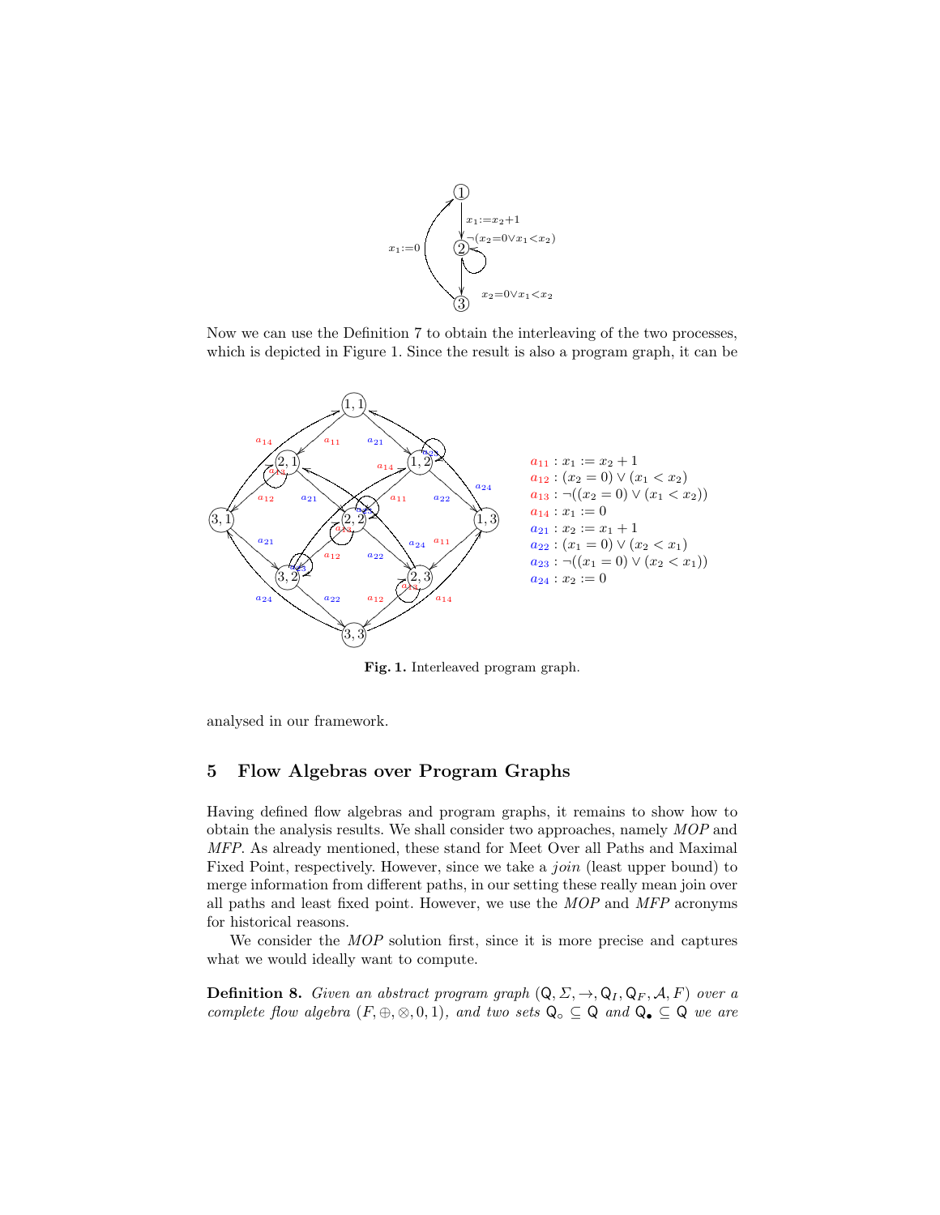Now we can use the Definition 7 to obtain the interleaving of the two processes, which is depicted in Figure 1. Since the result is also a program graph, it can be

$a_{11}$ : $x_1 := x_2 + 1$
$a_{12}$ : $(x_2 = 0) \lor (x_1 < x_2)$
$a_{13}$ : $\neg((x_2 = 0) \lor (x_1 < x_2))$
$a_{14}$ : $x_1 := 0$
$a_{21}$ : $x_2 := x_1 + 1$
$a_{22}$ : $(x_1 = 0) \lor (x_2 < x_1)$
$a_{23}$ : $\neg((x_1 = 0) \lor (x_2 < x_1))$
$a_{24}$ : $x_2 := 0$

**Fig. 1.** Interleaved program graph.

analysed in our framework.

## 5 Flow Algebras over Program Graphs

Having defined flow algebras and program graphs, it remains to show how to obtain the analysis results. We shall consider two approaches, namely *MOP* and *MFP*. As already mentioned, these stand for Meet Over all Paths and Maximal Fixed Point, respectively. However, since we take a *join* (least upper bound) to merge information from different paths, in our setting these really mean join over all paths and least fixed point. However, we use the *MOP* and *MFP* acronyms for historical reasons.

We consider the *MOP* solution first, since it is more precise and captures what we would ideally want to compute.

**Definition 8.** *Given an abstract program graph $(\mathsf{Q}, \Sigma, \rightarrow, \mathsf{Q}_I, \mathsf{Q}_F, \mathcal{A}, F)$ over a complete flow algebra $(F, \oplus, \otimes, 0, 1)$, and two sets $\mathsf{Q}_\circ \subseteq \mathsf{Q}$ and $\mathsf{Q}_\bullet \subseteq \mathsf{Q}$ we are*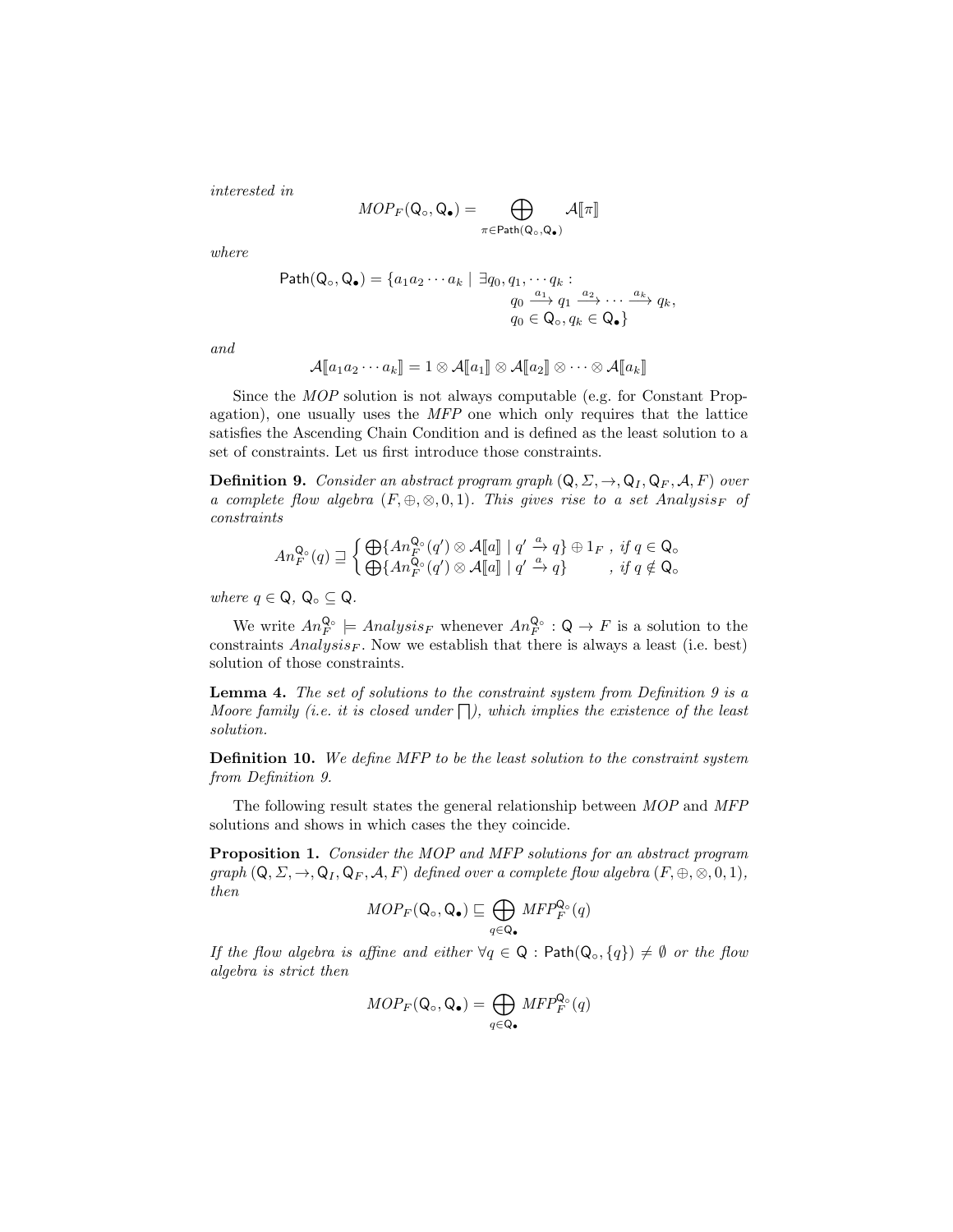*interested in*

$$MOP_F(\mathsf{Q}_\circ, \mathsf{Q}_\bullet) = \bigoplus_{\pi \in \mathsf{Path}(\mathsf{Q}_\circ, \mathsf{Q}_\bullet)} \mathcal{A}[\![\pi]\!]$$

*where*

$$\begin{aligned}\mathsf{Path}(\mathsf{Q}_\circ, \mathsf{Q}_\bullet) = \{a_1 a_2 \cdots a_k \mid \exists q_0, q_1, \cdots q_k : &\\ q_0 \xrightarrow{a_1} q_1 \xrightarrow{a_2} \cdots \xrightarrow{a_k} q_k, &\\ q_0 \in \mathsf{Q}_\circ, q_k \in \mathsf{Q}_\bullet\}&\end{aligned}$$

*and*

$$\mathcal{A}[\![a_1 a_2 \cdots a_k]\!] = 1 \otimes \mathcal{A}[\![a_1]\!] \otimes \mathcal{A}[\![a_2]\!] \otimes \cdots \otimes \mathcal{A}[\![a_k]\!]$$

Since the *MOP* solution is not always computable (e.g. for Constant Propagation), one usually uses the *MFP* one which only requires that the lattice satisfies the Ascending Chain Condition and is defined as the least solution to a set of constraints. Let us first introduce those constraints.

**Definition 9.** *Consider an abstract program graph* $(\mathsf{Q}, \Sigma, \rightarrow, \mathsf{Q}_I, \mathsf{Q}_F, \mathcal{A}, F)$ *over a complete flow algebra* $(F, \oplus, \otimes, 0, 1)$*. This gives rise to a set* $Analysis_F$ *of constraints*

$$An_F^{\mathsf{Q}_\circ}(q) \sqsupseteq \begin{cases} \bigoplus\{An_F^{\mathsf{Q}_\circ}(q') \otimes \mathcal{A}[\![a]\!] \mid q' \xrightarrow{a} q\} \oplus 1_F \;, & \text{if } q \in \mathsf{Q}_\circ \\ \bigoplus\{An_F^{\mathsf{Q}_\circ}(q') \otimes \mathcal{A}[\![a]\!] \mid q' \xrightarrow{a} q\} & , \text{if } q \notin \mathsf{Q}_\circ \end{cases}$$

*where* $q \in \mathsf{Q}$*,* $\mathsf{Q}_\circ \subseteq \mathsf{Q}$*.*

We write $An_F^{\mathsf{Q}_\circ} \models Analysis_F$ whenever $An_F^{\mathsf{Q}_\circ} : \mathsf{Q} \rightarrow F$ is a solution to the constraints $Analysis_F$. Now we establish that there is always a least (i.e. best) solution of those constraints.

**Lemma 4.** *The set of solutions to the constraint system from Definition 9 is a Moore family (i.e. it is closed under* $\bigsqcap$*), which implies the existence of the least solution.*

**Definition 10.** *We define MFP to be the least solution to the constraint system from Definition 9.*

The following result states the general relationship between *MOP* and *MFP* solutions and shows in which cases the they coincide.

**Proposition 1.** *Consider the MOP and MFP solutions for an abstract program graph* $(\mathsf{Q}, \Sigma, \rightarrow, \mathsf{Q}_I, \mathsf{Q}_F, \mathcal{A}, F)$ *defined over a complete flow algebra* $(F, \oplus, \otimes, 0, 1)$*, then*

$$MOP_F(\mathsf{Q}_\circ, \mathsf{Q}_\bullet) \sqsubseteq \bigoplus_{q \in \mathsf{Q}_\bullet} MFP_F^{\mathsf{Q}_\circ}(q)$$

*If the flow algebra is affine and either* $\forall q \in \mathsf{Q} : \mathsf{Path}(\mathsf{Q}_\circ, \{q\}) \neq \emptyset$ *or the flow algebra is strict then*

$$MOP_F(\mathsf{Q}_\circ, \mathsf{Q}_\bullet) = \bigoplus_{q \in \mathsf{Q}_\bullet} MFP_F^{\mathsf{Q}_\circ}(q)$$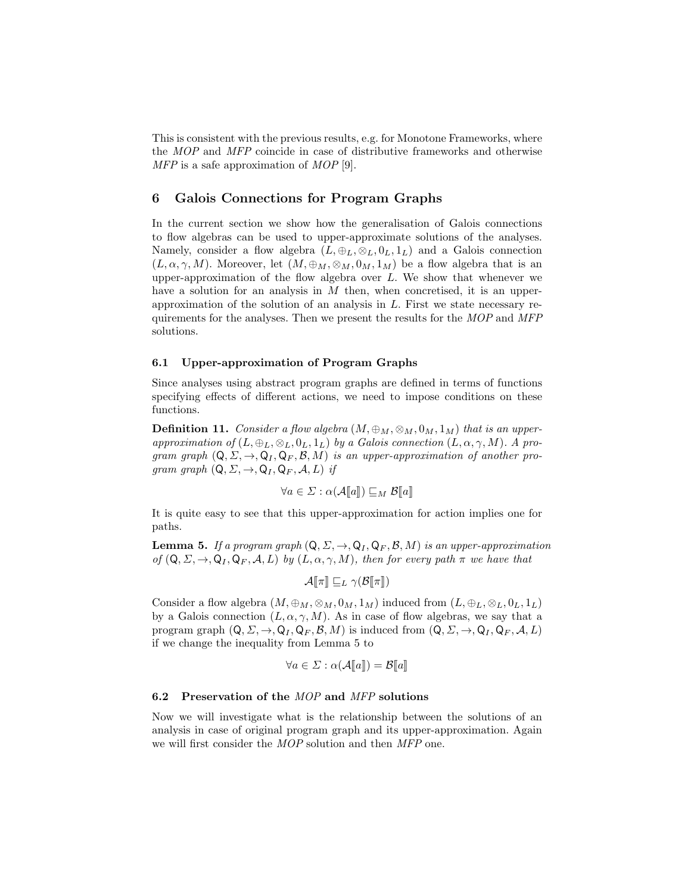This is consistent with the previous results, e.g. for Monotone Frameworks, where the *MOP* and *MFP* coincide in case of distributive frameworks and otherwise *MFP* is a safe approximation of *MOP* [9].

## 6 Galois Connections for Program Graphs

In the current section we show how the generalisation of Galois connections to flow algebras can be used to upper-approximate solutions of the analyses. Namely, consider a flow algebra $(L, \oplus_L, \otimes_L, 0_L, 1_L)$ and a Galois connection $(L, \alpha, \gamma, M)$. Moreover, let $(M, \oplus_M, \otimes_M, 0_M, 1_M)$ be a flow algebra that is an upper-approximation of the flow algebra over $L$. We show that whenever we have a solution for an analysis in $M$ then, when concretised, it is an upper-approximation of the solution of an analysis in $L$. First we state necessary requirements for the analyses. Then we present the results for the *MOP* and *MFP* solutions.

### 6.1 Upper-approximation of Program Graphs

Since analyses using abstract program graphs are defined in terms of functions specifying effects of different actions, we need to impose conditions on these functions.

**Definition 11.** *Consider a flow algebra $(M, \oplus_M, \otimes_M, 0_M, 1_M)$ that is an upper-approximation of $(L, \oplus_L, \otimes_L, 0_L, 1_L)$ by a Galois connection $(L, \alpha, \gamma, M)$. A program graph $(\mathsf{Q}, \Sigma, \to, \mathsf{Q}_I, \mathsf{Q}_F, \mathcal{B}, M)$ is an upper-approximation of another program graph $(\mathsf{Q}, \Sigma, \to, \mathsf{Q}_I, \mathsf{Q}_F, \mathcal{A}, L)$ if*

$$\forall a \in \Sigma : \alpha(\mathcal{A}[\![a]\!]) \sqsubseteq_M \mathcal{B}[\![a]\!]$$

It is quite easy to see that this upper-approximation for action implies one for paths.

**Lemma 5.** *If a program graph $(\mathsf{Q}, \Sigma, \to, \mathsf{Q}_I, \mathsf{Q}_F, \mathcal{B}, M)$ is an upper-approximation of $(\mathsf{Q}, \Sigma, \to, \mathsf{Q}_I, \mathsf{Q}_F, \mathcal{A}, L)$ by $(L, \alpha, \gamma, M)$, then for every path $\pi$ we have that*

$$\mathcal{A}[\![\pi]\!] \sqsubseteq_L \gamma(\mathcal{B}[\![\pi]\!])$$

Consider a flow algebra $(M, \oplus_M, \otimes_M, 0_M, 1_M)$ induced from $(L, \oplus_L, \otimes_L, 0_L, 1_L)$ by a Galois connection $(L, \alpha, \gamma, M)$. As in case of flow algebras, we say that a program graph $(\mathsf{Q}, \Sigma, \to, \mathsf{Q}_I, \mathsf{Q}_F, \mathcal{B}, M)$ is induced from $(\mathsf{Q}, \Sigma, \to, \mathsf{Q}_I, \mathsf{Q}_F, \mathcal{A}, L)$ if we change the inequality from Lemma 5 to

$$\forall a \in \Sigma : \alpha(\mathcal{A}[\![a]\!]) = \mathcal{B}[\![a]\!]$$

### 6.2 Preservation of the *MOP* and *MFP* solutions

Now we will investigate what is the relationship between the solutions of an analysis in case of original program graph and its upper-approximation. Again we will first consider the *MOP* solution and then *MFP* one.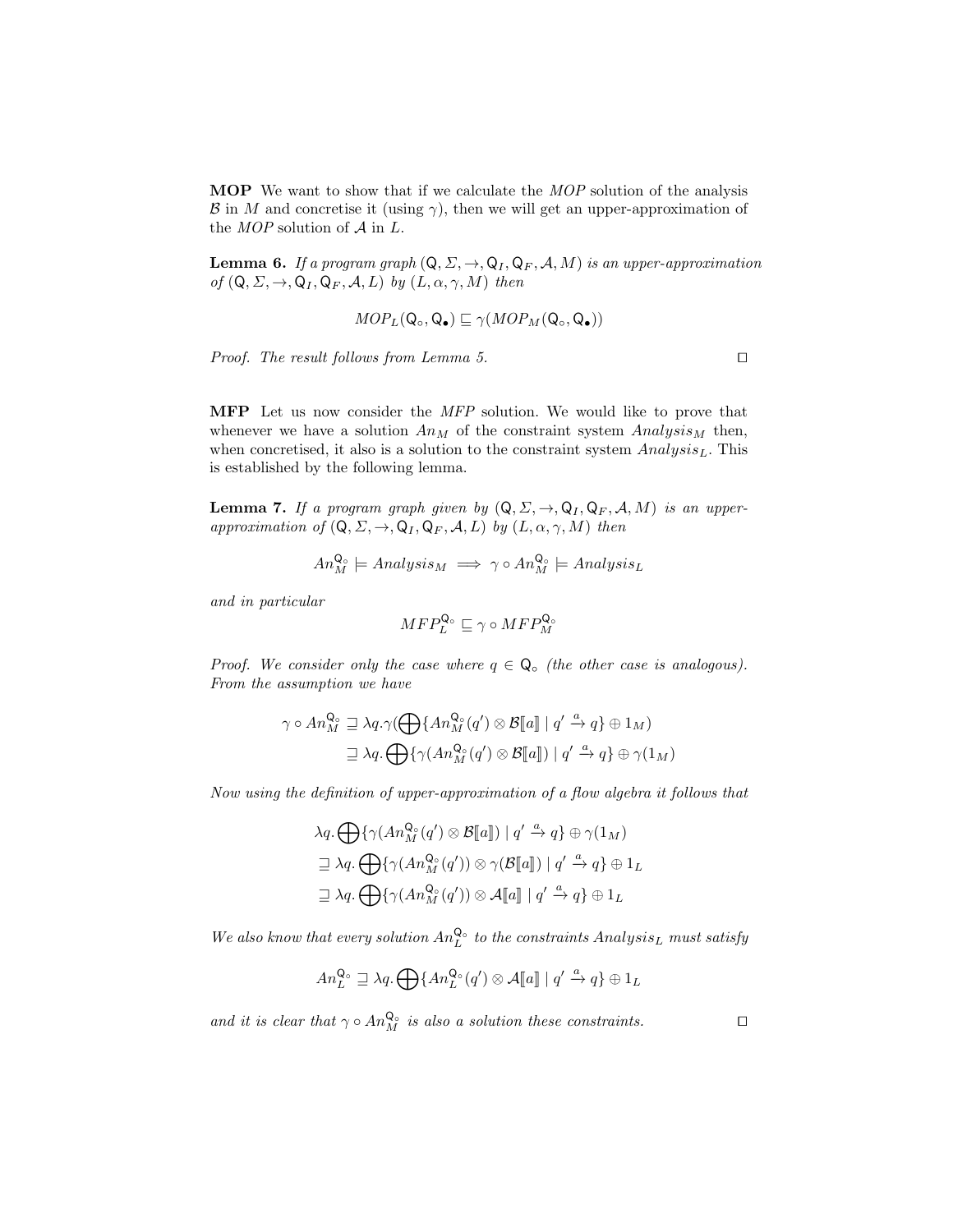**MOP** We want to show that if we calculate the *MOP* solution of the analysis $\mathcal{B}$ in $M$ and concretise it (using $\gamma$), then we will get an upper-approximation of the *MOP* solution of $\mathcal{A}$ in $L$.

**Lemma 6.** *If a program graph* $(\mathsf{Q}, \Sigma, \rightarrow, \mathsf{Q}_I, \mathsf{Q}_F, \mathcal{A}, M)$ *is an upper-approximation of* $(\mathsf{Q}, \Sigma, \rightarrow, \mathsf{Q}_I, \mathsf{Q}_F, \mathcal{A}, L)$ *by* $(L, \alpha, \gamma, M)$ *then*

$$MOP_L(\mathsf{Q}_\circ, \mathsf{Q}_\bullet) \sqsubseteq \gamma(MOP_M(\mathsf{Q}_\circ, \mathsf{Q}_\bullet))$$

*Proof.* *The result follows from Lemma 5.* □

**MFP** Let us now consider the *MFP* solution. We would like to prove that whenever we have a solution $An_M$ of the constraint system $Analysis_M$ then, when concretised, it also is a solution to the constraint system $Analysis_L$. This is established by the following lemma.

**Lemma 7.** *If a program graph given by* $(\mathsf{Q}, \Sigma, \rightarrow, \mathsf{Q}_I, \mathsf{Q}_F, \mathcal{A}, M)$ *is an upper-approximation of* $(\mathsf{Q}, \Sigma, \rightarrow, \mathsf{Q}_I, \mathsf{Q}_F, \mathcal{A}, L)$ *by* $(L, \alpha, \gamma, M)$ *then*

$$An_M^{\mathsf{Q}_\circ} \models Analysis_M \implies \gamma \circ An_M^{\mathsf{Q}_\circ} \models Analysis_L$$

*and in particular*

$$MFP_L^{\mathsf{Q}_\circ} \sqsubseteq \gamma \circ MFP_M^{\mathsf{Q}_\circ}$$

*Proof.* *We consider only the case where* $q \in \mathsf{Q}_\circ$ *(the other case is analogous). From the assumption we have*

$$\begin{aligned}
\gamma \circ An_M^{\mathsf{Q}_\circ} &\sqsupseteq \lambda q.\gamma(\bigoplus\{An_M^{\mathsf{Q}_\circ}(q') \otimes \mathcal{B}[\![a]\!] \mid q' \xrightarrow{a} q\} \oplus 1_M) \\
&\sqsupseteq \lambda q.\bigoplus\{\gamma(An_M^{\mathsf{Q}_\circ}(q') \otimes \mathcal{B}[\![a]\!]) \mid q' \xrightarrow{a} q\} \oplus \gamma(1_M)
\end{aligned}$$

*Now using the definition of upper-approximation of a flow algebra it follows that*

$$\begin{aligned}
&\lambda q.\bigoplus\{\gamma(An_M^{\mathsf{Q}_\circ}(q') \otimes \mathcal{B}[\![a]\!]) \mid q' \xrightarrow{a} q\} \oplus \gamma(1_M) \\
&\sqsupseteq \lambda q.\bigoplus\{\gamma(An_M^{\mathsf{Q}_\circ}(q')) \otimes \gamma(\mathcal{B}[\![a]\!]) \mid q' \xrightarrow{a} q\} \oplus 1_L \\
&\sqsupseteq \lambda q.\bigoplus\{\gamma(An_M^{\mathsf{Q}_\circ}(q')) \otimes \mathcal{A}[\![a]\!] \mid q' \xrightarrow{a} q\} \oplus 1_L
\end{aligned}$$

*We also know that every solution* $An_L^{\mathsf{Q}_\circ}$ *to the constraints* $Analysis_L$ *must satisfy*

$$An_L^{\mathsf{Q}_\circ} \sqsupseteq \lambda q.\bigoplus\{An_L^{\mathsf{Q}_\circ}(q') \otimes \mathcal{A}[\![a]\!] \mid q' \xrightarrow{a} q\} \oplus 1_L$$

*and it is clear that* $\gamma \circ An_M^{\mathsf{Q}_\circ}$ *is also a solution these constraints.* □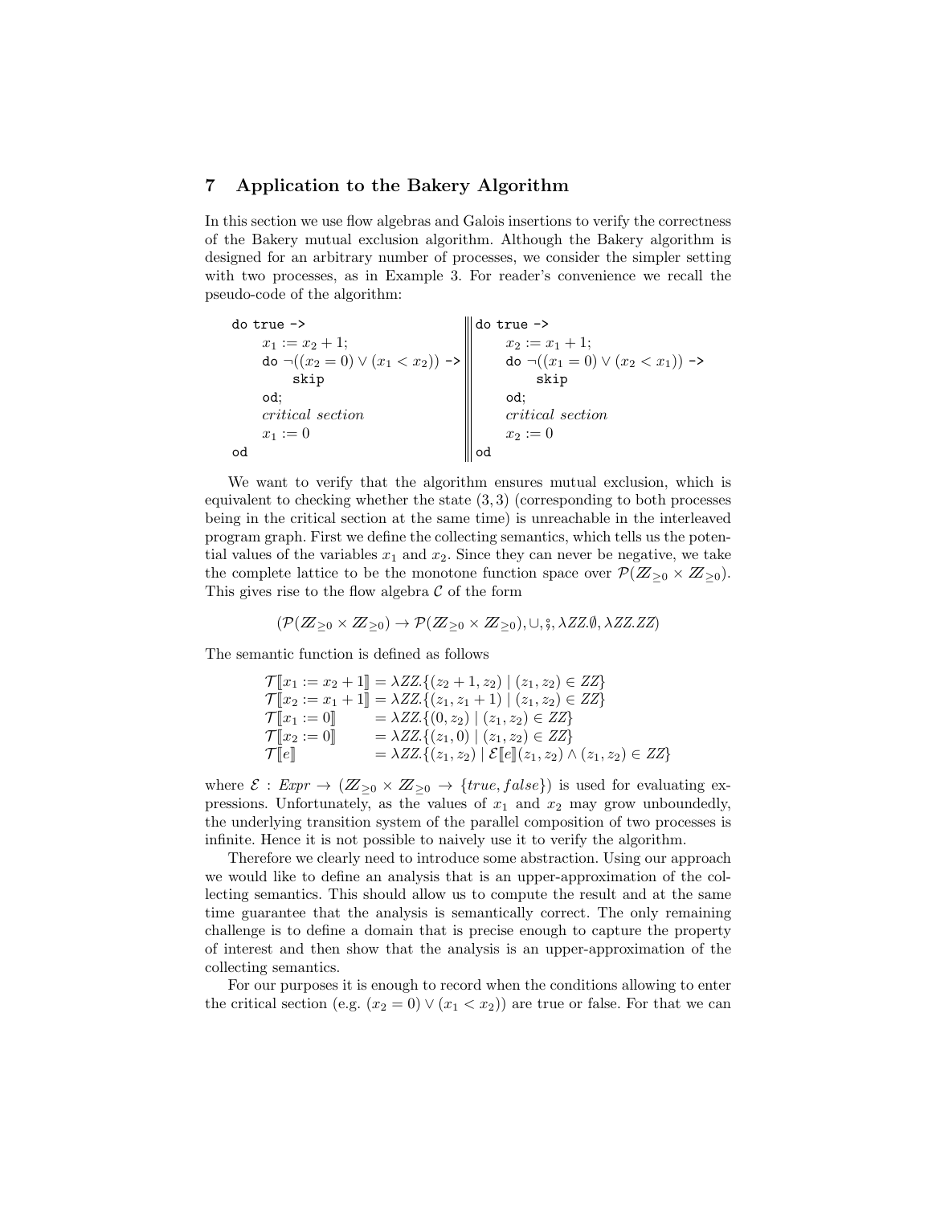## 7 Application to the Bakery Algorithm

In this section we use flow algebras and Galois insertions to verify the correctness of the Bakery mutual exclusion algorithm. Although the Bakery algorithm is designed for an arbitrary number of processes, we consider the simpler setting with two processes, as in Example 3. For reader's convenience we recall the pseudo-code of the algorithm:

```
do true ->                              ||| do true ->
    x1 := x2 + 1;                       |||     x2 := x1 + 1;
    do ¬((x2 = 0) ∨ (x1 < x2)) ->       |||     do ¬((x1 = 0) ∨ (x2 < x1)) ->
        skip                            |||         skip
    od;                                 |||     od;
    critical section                    |||     critical section
    x1 := 0                             |||     x2 := 0
od                                      ||| od
```

We want to verify that the algorithm ensures mutual exclusion, which is equivalent to checking whether the state $(3, 3)$ (corresponding to both processes being in the critical section at the same time) is unreachable in the interleaved program graph. First we define the collecting semantics, which tells us the potential values of the variables $x_1$ and $x_2$. Since they can never be negative, we take the complete lattice to be the monotone function space over $\mathcal{P}(\mathbb{Z}_{\geq 0} \times \mathbb{Z}_{\geq 0})$. This gives rise to the flow algebra $\mathcal{C}$ of the form

$$(\mathcal{P}(\mathbb{Z}_{\geq 0} \times \mathbb{Z}_{\geq 0}) \to \mathcal{P}(\mathbb{Z}_{\geq 0} \times \mathbb{Z}_{\geq 0}), \cup, ⨾, \lambda ZZ.\emptyset, \lambda ZZ.ZZ)$$

The semantic function is defined as follows

$$\begin{aligned}
\mathcal{T}[\![x_1 := x_2 + 1]\!] &= \lambda ZZ.\{(z_2 + 1, z_2) \mid (z_1, z_2) \in ZZ\} \\
\mathcal{T}[\![x_2 := x_1 + 1]\!] &= \lambda ZZ.\{(z_1, z_1 + 1) \mid (z_1, z_2) \in ZZ\} \\
\mathcal{T}[\![x_1 := 0]\!] &= \lambda ZZ.\{(0, z_2) \mid (z_1, z_2) \in ZZ\} \\
\mathcal{T}[\![x_2 := 0]\!] &= \lambda ZZ.\{(z_1, 0) \mid (z_1, z_2) \in ZZ\} \\
\mathcal{T}[\![e]\!] &= \lambda ZZ.\{(z_1, z_2) \mid \mathcal{E}[\![e]\!](z_1, z_2) \wedge (z_1, z_2) \in ZZ\}
\end{aligned}$$

where $\mathcal{E} : \mathit{Expr} \to (\mathbb{Z}_{\geq 0} \times \mathbb{Z}_{\geq 0} \to \{\mathit{true}, \mathit{false}\})$ is used for evaluating expressions. Unfortunately, as the values of $x_1$ and $x_2$ may grow unboundedly, the underlying transition system of the parallel composition of two processes is infinite. Hence it is not possible to naively use it to verify the algorithm.

Therefore we clearly need to introduce some abstraction. Using our approach we would like to define an analysis that is an upper-approximation of the collecting semantics. This should allow us to compute the result and at the same time guarantee that the analysis is semantically correct. The only remaining challenge is to define a domain that is precise enough to capture the property of interest and then show that the analysis is an upper-approximation of the collecting semantics.

For our purposes it is enough to record when the conditions allowing to enter the critical section (e.g. $(x_2 = 0) \vee (x_1 < x_2)$) are true or false. For that we can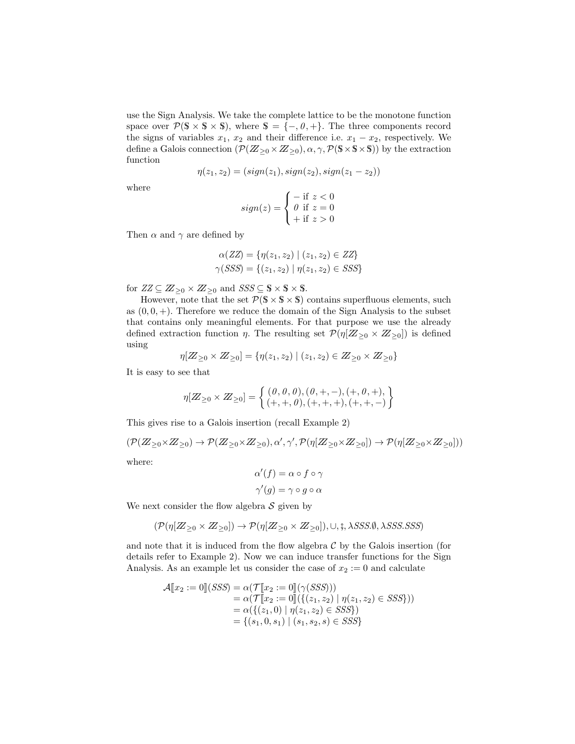use the Sign Analysis. We take the complete lattice to be the monotone function space over $\mathcal{P}(\$ \times \$ \times \$)$, where $\$ = \{-, 0, +\}$. The three components record the signs of variables $x_1$, $x_2$ and their difference i.e. $x_1 - x_2$, respectively. We define a Galois connection $(\mathcal{P}(\mathbb{Z}_{\geq 0} \times \mathbb{Z}_{\geq 0}), \alpha, \gamma, \mathcal{P}(\$ \times \$ \times \$))$ by the extraction function

$$\eta(z_1, z_2) = (sign(z_1), sign(z_2), sign(z_1 - z_2))$$

where

$$sign(z) = \begin{cases} - \text{ if } z < 0 \\ 0 \text{ if } z = 0 \\ + \text{ if } z > 0 \end{cases}$$

Then $\alpha$ and $\gamma$ are defined by

$$\alpha(ZZ) = \{\eta(z_1, z_2) \mid (z_1, z_2) \in ZZ\}$$
$$\gamma(SSS) = \{(z_1, z_2) \mid \eta(z_1, z_2) \in SSS\}$$

for $ZZ \subseteq \mathbb{Z}_{\geq 0} \times \mathbb{Z}_{\geq 0}$ and $SSS \subseteq \$ \times \$ \times \$$.

However, note that the set $\mathcal{P}(\$ \times \$ \times \$)$ contains superfluous elements, such as $(0, 0, +)$. Therefore we reduce the domain of the Sign Analysis to the subset that contains only meaningful elements. For that purpose we use the already defined extraction function $\eta$. The resulting set $\mathcal{P}(\eta[\mathbb{Z}_{\geq 0} \times \mathbb{Z}_{\geq 0}])$ is defined using

$$\eta[\mathbb{Z}_{\geq 0} \times \mathbb{Z}_{\geq 0}] = \{\eta(z_1, z_2) \mid (z_1, z_2) \in \mathbb{Z}_{\geq 0} \times \mathbb{Z}_{\geq 0}\}$$

It is easy to see that

$$\eta[\mathbb{Z}_{\geq 0} \times \mathbb{Z}_{\geq 0}] = \left\{ \begin{matrix} (0, 0, 0), (0, +, -), (+, 0, +), \\ (+, +, 0), (+, +, +), (+, +, -) \end{matrix} \right\}$$

This gives rise to a Galois insertion (recall Example 2)

$$(\mathcal{P}(\mathbb{Z}_{\geq 0} \times \mathbb{Z}_{\geq 0}) \to \mathcal{P}(\mathbb{Z}_{\geq 0} \times \mathbb{Z}_{\geq 0}), \alpha', \gamma', \mathcal{P}(\eta[\mathbb{Z}_{\geq 0} \times \mathbb{Z}_{\geq 0}]) \to \mathcal{P}(\eta[\mathbb{Z}_{\geq 0} \times \mathbb{Z}_{\geq 0}]))$$

where:

$$\alpha'(f) = \alpha \circ f \circ \gamma$$
$$\gamma'(g) = \gamma \circ g \circ \alpha$$

We next consider the flow algebra $\mathcal{S}$ given by

$$(\mathcal{P}(\eta[\mathbb{Z}_{\geq 0} \times \mathbb{Z}_{\geq 0}]) \to \mathcal{P}(\eta[\mathbb{Z}_{\geq 0} \times \mathbb{Z}_{\geq 0}]), \cup, ⨟, \lambda SSS.\emptyset, \lambda SSS.SSS)$$

and note that it is induced from the flow algebra $\mathcal{C}$ by the Galois insertion (for details refer to Example 2). Now we can induce transfer functions for the Sign Analysis. As an example let us consider the case of $x_2 := 0$ and calculate

$$\begin{aligned}
\mathcal{A}[\![x_2 := 0]\!](SSS) &= \alpha(\mathcal{T}[\![x_2 := 0]\!](\gamma(SSS))) \\
&= \alpha(\mathcal{T}[\![x_2 := 0]\!](\{(z_1, z_2) \mid \eta(z_1, z_2) \in SSS\})) \\
&= \alpha(\{(z_1, 0) \mid \eta(z_1, z_2) \in SSS\}) \\
&= \{(s_1, 0, s_1) \mid (s_1, s_2, s) \in SSS\}
\end{aligned}$$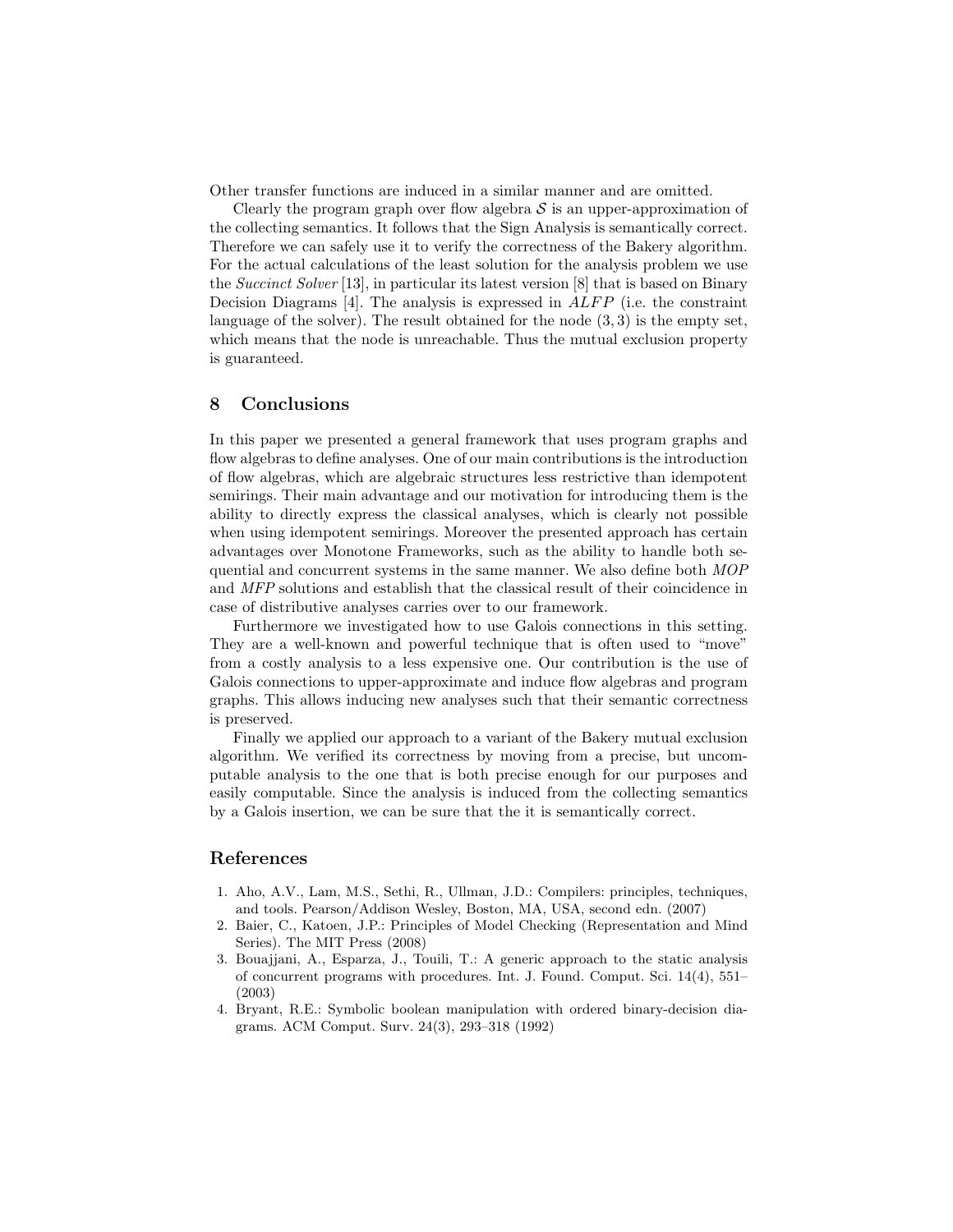Other transfer functions are induced in a similar manner and are omitted.

Clearly the program graph over flow algebra $\mathcal{S}$ is an upper-approximation of the collecting semantics. It follows that the Sign Analysis is semantically correct. Therefore we can safely use it to verify the correctness of the Bakery algorithm. For the actual calculations of the least solution for the analysis problem we use the *Succinct Solver* [13], in particular its latest version [8] that is based on Binary Decision Diagrams [4]. The analysis is expressed in $ALFP$ (i.e. the constraint language of the solver). The result obtained for the node $(3, 3)$ is the empty set, which means that the node is unreachable. Thus the mutual exclusion property is guaranteed.

## 8 Conclusions

In this paper we presented a general framework that uses program graphs and flow algebras to define analyses. One of our main contributions is the introduction of flow algebras, which are algebraic structures less restrictive than idempotent semirings. Their main advantage and our motivation for introducing them is the ability to directly express the classical analyses, which is clearly not possible when using idempotent semirings. Moreover the presented approach has certain advantages over Monotone Frameworks, such as the ability to handle both sequential and concurrent systems in the same manner. We also define both *MOP* and *MFP* solutions and establish that the classical result of their coincidence in case of distributive analyses carries over to our framework.

Furthermore we investigated how to use Galois connections in this setting. They are a well-known and powerful technique that is often used to "move" from a costly analysis to a less expensive one. Our contribution is the use of Galois connections to upper-approximate and induce flow algebras and program graphs. This allows inducing new analyses such that their semantic correctness is preserved.

Finally we applied our approach to a variant of the Bakery mutual exclusion algorithm. We verified its correctness by moving from a precise, but uncomputable analysis to the one that is both precise enough for our purposes and easily computable. Since the analysis is induced from the collecting semantics by a Galois insertion, we can be sure that the it is semantically correct.

## References

1. Aho, A.V., Lam, M.S., Sethi, R., Ullman, J.D.: Compilers: principles, techniques, and tools. Pearson/Addison Wesley, Boston, MA, USA, second edn. (2007)
2. Baier, C., Katoen, J.P.: Principles of Model Checking (Representation and Mind Series). The MIT Press (2008)
3. Bouajjani, A., Esparza, J., Touili, T.: A generic approach to the static analysis of concurrent programs with procedures. Int. J. Found. Comput. Sci. 14(4), 551– (2003)
4. Bryant, R.E.: Symbolic boolean manipulation with ordered binary-decision diagrams. ACM Comput. Surv. 24(3), 293–318 (1992)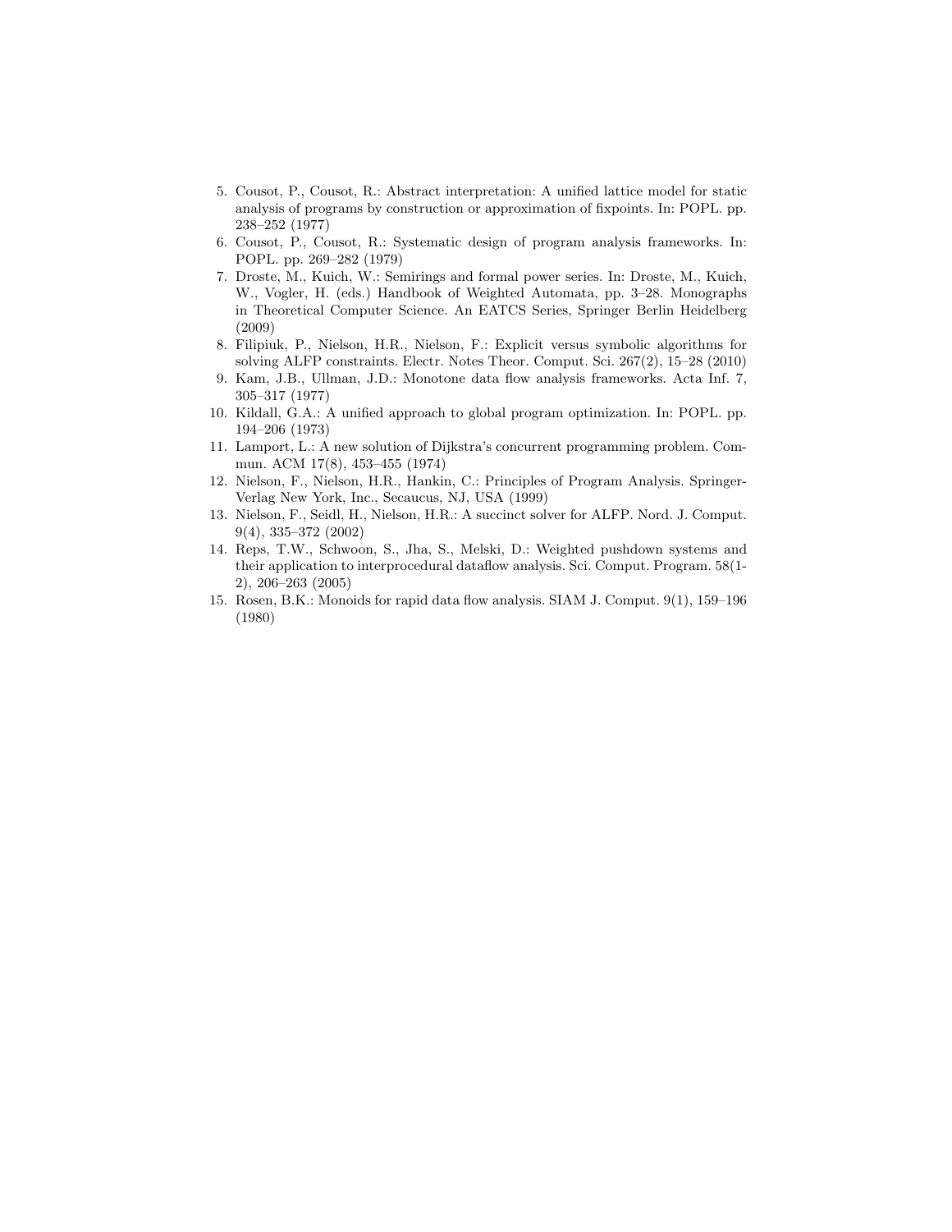5. Cousot, P., Cousot, R.: Abstract interpretation: A unified lattice model for static analysis of programs by construction or approximation of fixpoints. In: POPL. pp. 238–252 (1977)
6. Cousot, P., Cousot, R.: Systematic design of program analysis frameworks. In: POPL. pp. 269–282 (1979)
7. Droste, M., Kuich, W.: Semirings and formal power series. In: Droste, M., Kuich, W., Vogler, H. (eds.) Handbook of Weighted Automata, pp. 3–28. Monographs in Theoretical Computer Science. An EATCS Series, Springer Berlin Heidelberg (2009)
8. Filipiuk, P., Nielson, H.R., Nielson, F.: Explicit versus symbolic algorithms for solving ALFP constraints. Electr. Notes Theor. Comput. Sci. 267(2), 15–28 (2010)
9. Kam, J.B., Ullman, J.D.: Monotone data flow analysis frameworks. Acta Inf. 7, 305–317 (1977)
10. Kildall, G.A.: A unified approach to global program optimization. In: POPL. pp. 194–206 (1973)
11. Lamport, L.: A new solution of Dijkstra's concurrent programming problem. Commun. ACM 17(8), 453–455 (1974)
12. Nielson, F., Nielson, H.R., Hankin, C.: Principles of Program Analysis. Springer-Verlag New York, Inc., Secaucus, NJ, USA (1999)
13. Nielson, F., Seidl, H., Nielson, H.R.: A succinct solver for ALFP. Nord. J. Comput. 9(4), 335–372 (2002)
14. Reps, T.W., Schwoon, S., Jha, S., Melski, D.: Weighted pushdown systems and their application to interprocedural dataflow analysis. Sci. Comput. Program. 58(1-2), 206–263 (2005)
15. Rosen, B.K.: Monoids for rapid data flow analysis. SIAM J. Comput. 9(1), 159–196 (1980)